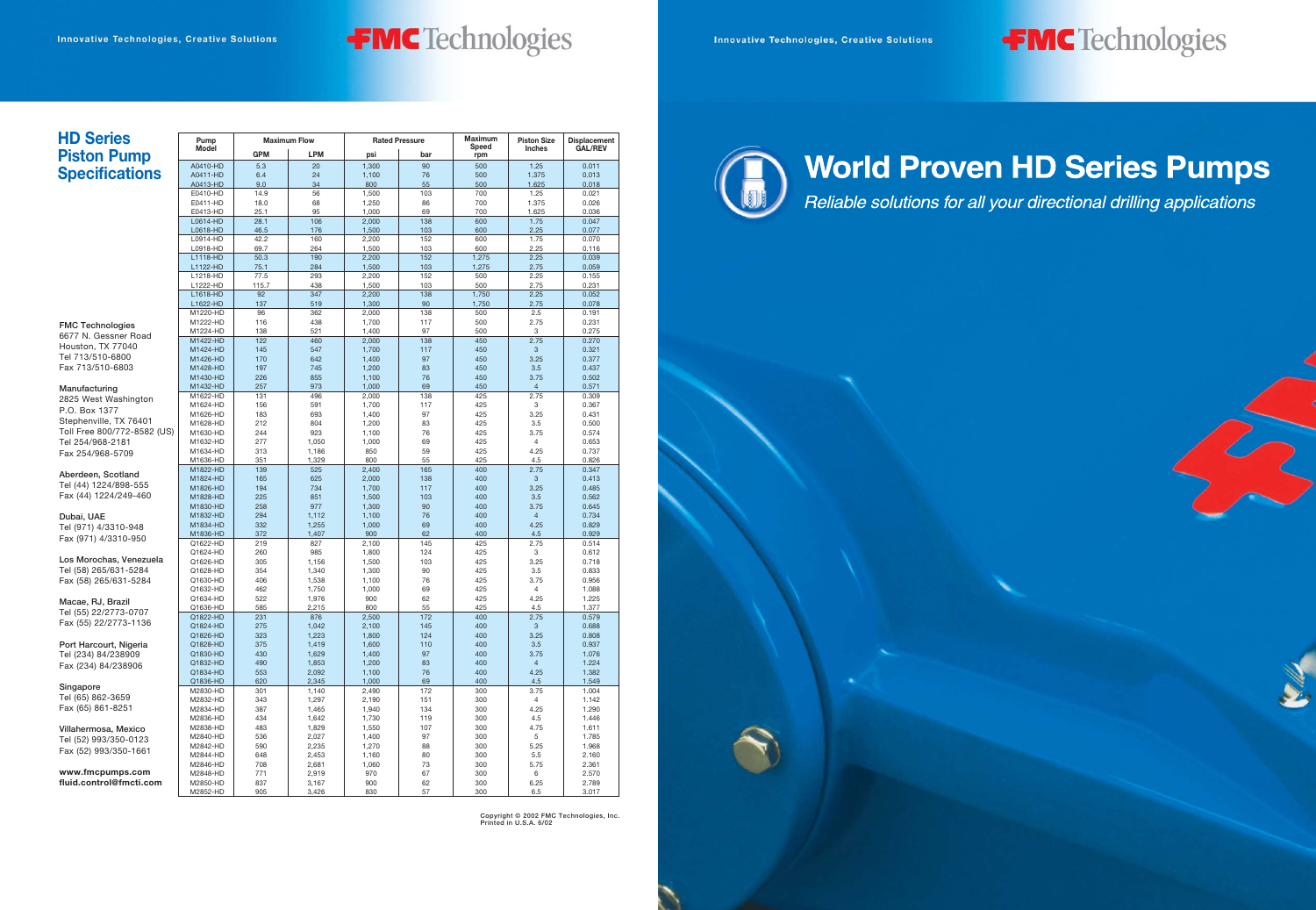# HD Series Piston Pump Specifications

| Pump Model | Maximum Flow | | Rated Pressure | | Maximum Speed | Piston Size | Displacement |
|---|---|---|---|---|---|---|---|
| | GPM | LPM | psi | bar | rpm | Inches | GAL/REV |
| A0410-HD | 5.3 | 20 | 1,300 | 90 | 500 | 1.25 | 0.011 |
| A0411-HD | 6.4 | 24 | 1,100 | 76 | 500 | 1.375 | 0.013 |
| A0413-HD | 9.0 | 34 | 800 | 55 | 500 | 1.625 | 0.018 |
| E0410-HD | 14.9 | 56 | 1,500 | 103 | 700 | 1.25 | 0.021 |
| E0411-HD | 18.0 | 68 | 1,250 | 86 | 700 | 1.375 | 0.026 |
| E0413-HD | 25.1 | 95 | 1,000 | 69 | 700 | 1.625 | 0.036 |
| L0614-HD | 28.1 | 106 | 2,000 | 138 | 600 | 1.75 | 0.047 |
| L0618-HD | 46.5 | 176 | 1,500 | 103 | 600 | 2.25 | 0.077 |
| L0914-HD | 42.2 | 160 | 2,200 | 152 | 600 | 1.75 | 0.070 |
| L0918-HD | 69.7 | 264 | 1,500 | 103 | 600 | 2.25 | 0.116 |
| L1118-HD | 50.3 | 190 | 2,200 | 152 | 1,275 | 2.25 | 0.039 |
| L1122-HD | 75.1 | 284 | 1,500 | 103 | 1,275 | 2.75 | 0.059 |
| L1218-HD | 77.5 | 293 | 2,200 | 152 | 500 | 2.25 | 0.155 |
| L1222-HD | 115.7 | 438 | 1,500 | 103 | 500 | 2.75 | 0.231 |
| L1618-HD | 92 | 347 | 2,200 | 138 | 1,750 | 2.25 | 0.052 |
| L1622-HD | 137 | 519 | 1,300 | 90 | 1,750 | 2.75 | 0.078 |
| M1220-HD | 96 | 362 | 2,000 | 138 | 500 | 2.5 | 0.191 |
| M1222-HD | 116 | 438 | 1,700 | 117 | 500 | 2.75 | 0.231 |
| M1224-HD | 138 | 521 | 1,400 | 97 | 500 | 3 | 0.275 |
| M1422-HD | 122 | 460 | 2,000 | 138 | 450 | 2.75 | 0.270 |
| M1424-HD | 145 | 547 | 1,700 | 117 | 450 | 3 | 0.321 |
| M1426-HD | 170 | 642 | 1,400 | 97 | 450 | 3.25 | 0.377 |
| M1428-HD | 197 | 745 | 1,200 | 83 | 450 | 3.5 | 0.437 |
| M1430-HD | 226 | 855 | 1,100 | 76 | 450 | 3.75 | 0.502 |
| M1432-HD | 257 | 973 | 1,000 | 69 | 450 | 4 | 0.571 |
| M1622-HD | 131 | 496 | 2,000 | 138 | 425 | 2.75 | 0.309 |
| M1624-HD | 156 | 591 | 1,700 | 117 | 425 | 3 | 0.367 |
| M1626-HD | 183 | 693 | 1,400 | 97 | 425 | 3.25 | 0.431 |
| M1628-HD | 212 | 804 | 1,200 | 83 | 425 | 3.5 | 0.500 |
| M1630-HD | 244 | 923 | 1,100 | 76 | 425 | 3.75 | 0.574 |
| M1632-HD | 277 | 1,050 | 1,000 | 69 | 425 | 4 | 0.653 |
| M1634-HD | 313 | 1,186 | 850 | 59 | 425 | 4.25 | 0.737 |
| M1636-HD | 351 | 1,329 | 800 | 55 | 425 | 4.5 | 0.826 |
| M1822-HD | 139 | 525 | 2,400 | 165 | 400 | 2.75 | 0.347 |
| M1824-HD | 165 | 625 | 2,000 | 138 | 400 | 3 | 0.413 |
| M1826-HD | 194 | 734 | 1,700 | 117 | 400 | 3.25 | 0.485 |
| M1828-HD | 225 | 851 | 1,500 | 103 | 400 | 3.5 | 0.562 |
| M1830-HD | 258 | 977 | 1,300 | 90 | 400 | 3.75 | 0.645 |
| 7M1832-HD | 294 | 1,112 | 1,100 | 76 | 400 | 4 | 0.734 |
| M1834-HD | 332 | 1,255 | 1,000 | 69 | 400 | 4.25 | 0.829 |
| M1836-HD | 372 | 1,407 | 900 | 62 | 400 | 4.5 | 0.929 |
| Q1622-HD | 219 | 827 | 2,100 | 145 | 425 | 2.75 | 0.514 |
| Q1624-HD | 260 | 985 | 1,800 | 124 | 425 | 3 | 0.612 |
| Q1626-HD | 305 | 1,156 | 1,500 | 103 | 425 | 3.25 | 0.718 |
| Q1628-HD | 354 | 1,340 | 1,300 | 90 | 425 | 3.5 | 0.833 |
| Q1630-HD | 406 | 1,538 | 1,100 | 76 | 425 | 3.75 | 0.956 |
| Q1632-HD | 462 | 1,750 | 1,000 | 69 | 425 | 4 | 1.088 |
| Q1634-HD | 522 | 1,976 | 900 | 62 | 425 | 4.25 | 1.225 |
| Q1636-HD | 585 | 2,215 | 800 | 55 | 425 | 4.5 | 1.377 |
| Q1822-HD | 231 | 876 | 2,500 | 172 | 400 | 2.75 | 0.579 |
| Q1824-HD | 275 | 1,042 | 2,100 | 145 | 400 | 3 | 0.688 |
| Q1826-HD | 323 | 1,223 | 1,800 | 124 | 400 | 3.25 | 0.808 |
| Q1828-HD | 375 | 1,419 | 1,600 | 110 | 400 | 3.5 | 0.937 |
| Q1830-HD | 430 | 1,629 | 1,400 | 97 | 400 | 3.75 | 1.076 |
| Q1832-HD | 490 | 1,853 | 1,200 | 83 | 400 | 4 | 1.224 |
| Q1834-HD | 553 | 2,092 | 1,100 | 76 | 400 | 4.25 | 1.382 |
| Q1836-HD | 620 | 2,345 | 1,000 | 69 | 400 | 4.5 | 1.549 |
| M2830-HD | 301 | 1,140 | 2,490 | 172 | 300 | 3.75 | 1.004 |
| M2832-HD | 343 | 1,297 | 2,190 | 151 | 300 | 4 | 1.142 |
| M2834-HD | 387 | 1,465 | 1,940 | 134 | 300 | 4.25 | 1.290 |
| M2836-HD | 434 | 1,642 | 1,730 | 119 | 300 | 4.5 | 1.446 |
| M2838-HD | 483 | 1,829 | 1,550 | 107 | 300 | 4.75 | 1.611 |
| M2840-HD | 536 | 2,027 | 1,400 | 97 | 300 | 5 | 1.785 |
| M2842-HD | 590 | 2,235 | 1,270 | 88 | 300 | 5.25 | 1.968 |
| M2844-HD | 648 | 2,453 | 1,160 | 80 | 300 | 5.5 | 2.160 |
| M2846-HD | 708 | 2,681 | 1,060 | 73 | 300 | 5.75 | 2.361 |
| M2848-HD | 771 | 2,919 | 970 | 67 | 300 | 6 | 2.570 |
| M2850-HD | 837 | 3,167 | 900 | 62 | 300 | 6.25 | 2.789 |
| M2852-HD | 905 | 3,426 | 830 | 57 | 300 | 6.5 | 3.017 |

FMC Technologies
6677 N. Gessner Road
Houston, TX 77040
Tel 713/510-6800
Fax 713/510-6803

Manufacturing
2825 West Washington
P.O. Box 1377
Stephenville, TX 76401
Toll Free 800/772-8582 (US)
Tel 254/968-2181
Fax 254/968-5709

Aberdeen, Scotland
Tel (44) 1224/898-555
Fax (44) 1224/249-460

Dubai, UAE
Tel (971) 4/3310-948
Fax (971) 4/3310-950

Los Morochas, Venezuela
Tel (58) 265/631-5284
Fax (58) 265/631-5284

Macae, RJ, Brazil
Tel (55) 22/2773-0707
Fax (55) 22/2773-1136

Port Harcourt, Nigeria
Tel (234) 84/238909
Fax (234) 84/238906

Singapore
Tel (65) 862-3659
Fax (65) 861-8251

Villahermosa, Mexico
Tel (52) 993/350-0123
Fax (52) 993/350-1661

**www.fmcpumps.com**
**fluid.control@fmcti.com**

Copyright © 2002 FMC Technologies, Inc.
Printed in U.S.A. 6/02

# World Proven HD Series Pumps

*Reliable solutions for all your directional drilling applications*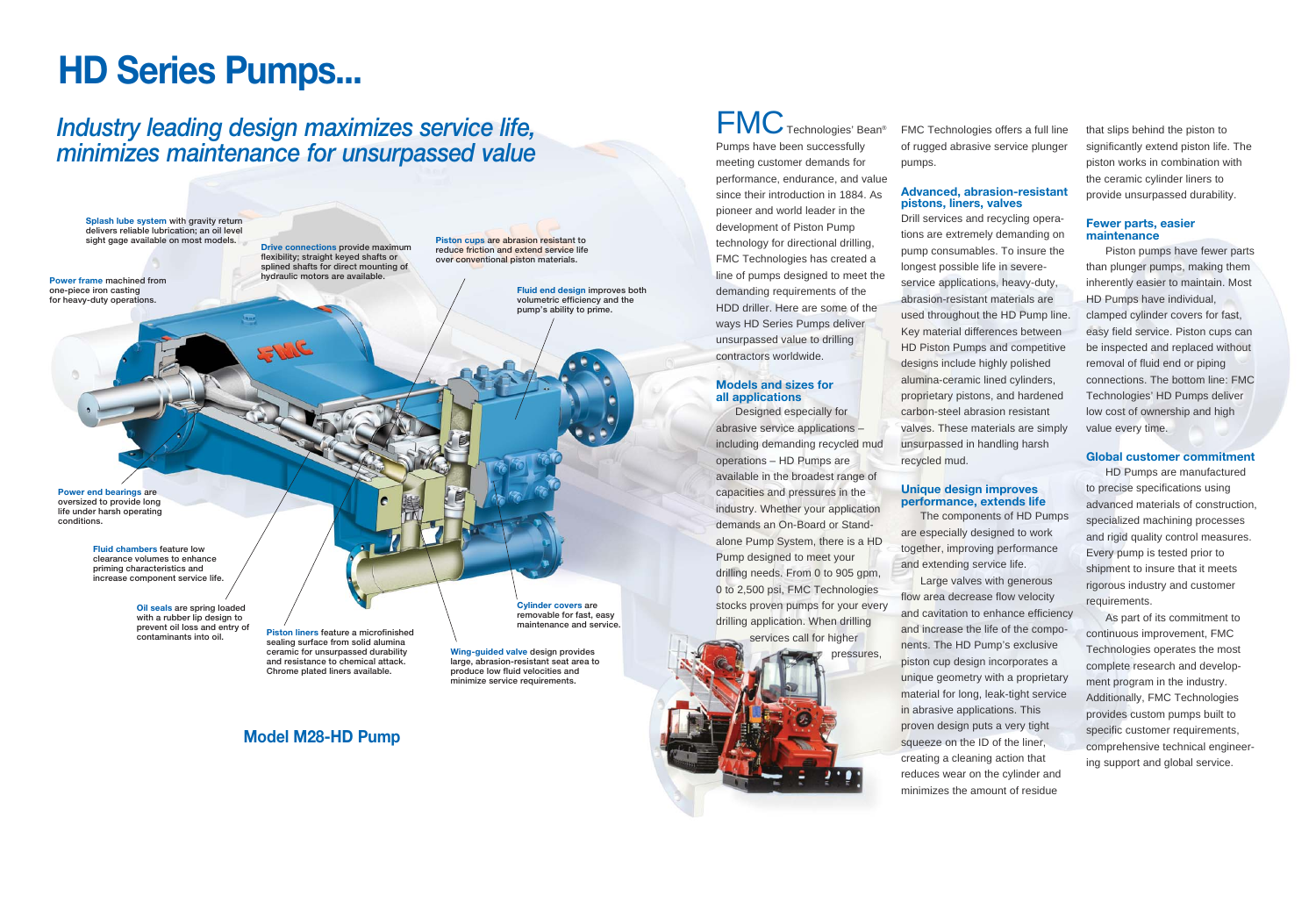# HD Series Pumps...

## *Industry leading design maximizes service life, minimizes maintenance for unsurpassed value*

**Splash lube system** with gravity return delivers reliable lubrication; an oil level sight gage available on most models.

**Drive connections** provide maximum flexibility; straight keyed shafts or splined shafts for direct mounting of hydraulic motors are available.

**Piston cups** are abrasion resistant to reduce friction and extend service life over conventional piston materials.

**Power frame** machined from one-piece iron casting for heavy-duty operations.

**Fluid end design** improves both volumetric efficiency and the pump's ability to prime.

**Power end bearings** are oversized to provide long life under harsh operating conditions.

**Fluid chambers** feature low clearance volumes to enhance priming characteristics and increase component service life.

**Oil seals** are spring loaded with a rubber lip design to prevent oil loss and entry of contaminants into oil.

**Piston liners** feature a microfinished sealing surface from solid alumina ceramic for unsurpassed durability and resistance to chemical attack. Chrome plated liners available.

**Cylinder covers** are removable for fast, easy maintenance and service.

**Wing-guided valve** design provides large, abrasion-resistant seat area to produce low fluid velocities and minimize service requirements.

### Model M28-HD Pump

FMC Technologies' Bean® Pumps have been successfully meeting customer demands for performance, endurance, and value since their introduction in 1884. As pioneer and world leader in the development of Piston Pump technology for directional drilling, FMC Technologies has created a line of pumps designed to meet the demanding requirements of the HDD driller. Here are some of the ways HD Series Pumps deliver unsurpassed value to drilling contractors worldwide.

### Models and sizes for all applications

Designed especially for abrasive service applications – including demanding recycled mud operations – HD Pumps are available in the broadest range of capacities and pressures in the industry. Whether your application demands an On-Board or Stand-alone Pump System, there is a HD Pump designed to meet your drilling needs. From 0 to 905 gpm, 0 to 2,500 psi, FMC Technologies stocks proven pumps for your every drilling application. When drilling services call for higher pressures, FMC Technologies offers a full line of rugged abrasive service plunger pumps.

### Advanced, abrasion-resistant pistons, liners, valves

Drill services and recycling operations are extremely demanding on pump consumables. To insure the longest possible life in severe-service applications, heavy-duty, abrasion-resistant materials are used throughout the HD Pump line. Key material differences between HD Piston Pumps and competitive designs include highly polished alumina-ceramic lined cylinders, proprietary pistons, and hardened carbon-steel abrasion resistant valves. These materials are simply unsurpassed in handling harsh recycled mud.

### Unique design improves performance, extends life

The components of HD Pumps are especially designed to work together, improving performance and extending service life.

Large valves with generous flow area decrease flow velocity and cavitation to enhance efficiency and increase the life of the components. The HD Pump's exclusive piston cup design incorporates a unique geometry with a proprietary material for long, leak-tight service in abrasive applications. This proven design puts a very tight squeeze on the ID of the liner, creating a cleaning action that reduces wear on the cylinder and minimizes the amount of residue that slips behind the piston to significantly extend piston life. The piston works in combination with the ceramic cylinder liners to provide unsurpassed durability.

### Fewer parts, easier maintenance

Piston pumps have fewer parts than plunger pumps, making them inherently easier to maintain. Most HD Pumps have individual, clamped cylinder covers for fast, easy field service. Piston cups can be inspected and replaced without removal of fluid end or piping connections. The bottom line: FMC Technologies' HD Pumps deliver low cost of ownership and high value every time.

### Global customer commitment

HD Pumps are manufactured to precise specifications using advanced materials of construction, specialized machining processes and rigid quality control measures. Every pump is tested prior to shipment to insure that it meets rigorous industry and customer requirements.

As part of its commitment to continuous improvement, FMC Technologies operates the most complete research and development program in the industry. Additionally, FMC Technologies provides custom pumps built to specific customer requirements, comprehensive technical engineering support and global service.